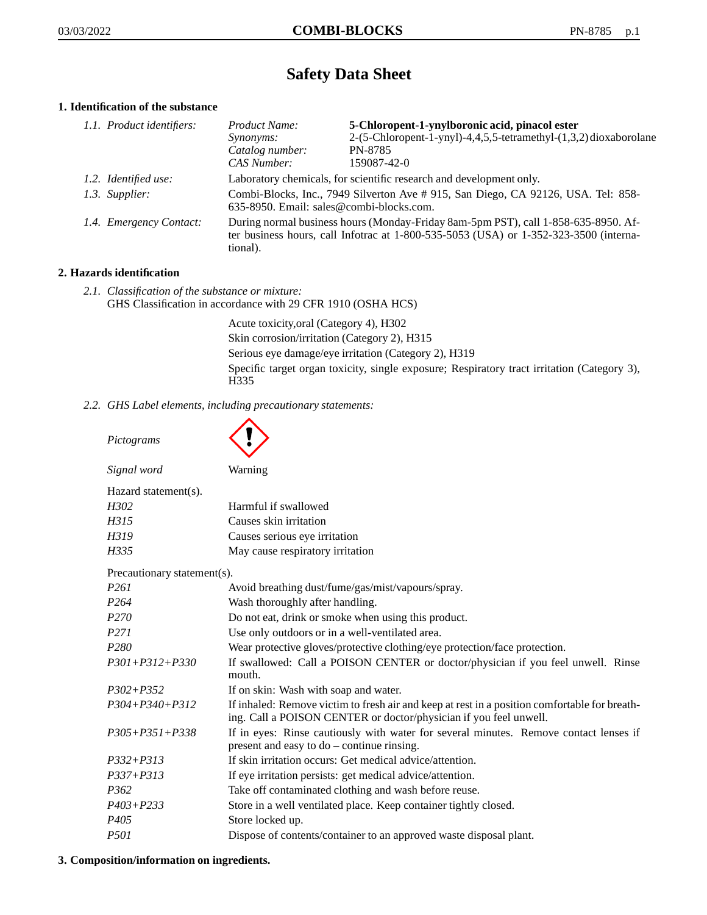# Safety Data Sheet

## 1. Identification of the substance

| | | |
|---|---|---|
| *1.1. Product identifiers:* | *Product Name:* | **5-Chloropent-1-ynylboronic acid, pinacol ester** |
| | *Synonyms:* | 2-(5-Chloropent-1-ynyl)-4,4,5,5-tetramethyl-(1,3,2)dioxaborolane |
| | *Catalog number:* | PN-8785 |
| | *CAS Number:* | 159087-42-0 |

*1.2. Identified use:* Laboratory chemicals, for scientific research and development only.

*1.3. Supplier:* Combi-Blocks, Inc., 7949 Silverton Ave # 915, San Diego, CA 92126, USA. Tel: 858-635-8950. Email: sales@combi-blocks.com.

*1.4. Emergency Contact:* During normal business hours (Monday-Friday 8am-5pm PST), call 1-858-635-8950. After business hours, call Infotrac at 1-800-535-5053 (USA) or 1-352-323-3500 (international).

## 2. Hazards identification

*2.1. Classification of the substance or mixture:*
GHS Classification in accordance with 29 CFR 1910 (OSHA HCS)

Acute toxicity,oral (Category 4), H302
Skin corrosion/irritation (Category 2), H315
Serious eye damage/eye irritation (Category 2), H319
Specific target organ toxicity, single exposure; Respiratory tract irritation (Category 3), H335

*2.2. GHS Label elements, including precautionary statements:*

*Pictograms*

*Signal word* Warning

Hazard statement(s).

| | |
|---|---|
| *H302* | Harmful if swallowed |
| *H315* | Causes skin irritation |
| *H319* | Causes serious eye irritation |
| *H335* | May cause respiratory irritation |

Precautionary statement(s).

| | |
|---|---|
| *P261* | Avoid breathing dust/fume/gas/mist/vapours/spray. |
| *P264* | Wash thoroughly after handling. |
| *P270* | Do not eat, drink or smoke when using this product. |
| *P271* | Use only outdoors or in a well-ventilated area. |
| *P280* | Wear protective gloves/protective clothing/eye protection/face protection. |
| *P301+P312+P330* | If swallowed: Call a POISON CENTER or doctor/physician if you feel unwell. Rinse mouth. |
| *P302+P352* | If on skin: Wash with soap and water. |
| *P304+P340+P312* | If inhaled: Remove victim to fresh air and keep at rest in a position comfortable for breathing. Call a POISON CENTER or doctor/physician if you feel unwell. |
| *P305+P351+P338* | If in eyes: Rinse cautiously with water for several minutes. Remove contact lenses if present and easy to do – continue rinsing. |
| *P332+P313* | If skin irritation occurs: Get medical advice/attention. |
| *P337+P313* | If eye irritation persists: get medical advice/attention. |
| *P362* | Take off contaminated clothing and wash before reuse. |
| *P403+P233* | Store in a well ventilated place. Keep container tightly closed. |
| *P405* | Store locked up. |
| *P501* | Dispose of contents/container to an approved waste disposal plant. |

## 3. Composition/information on ingredients.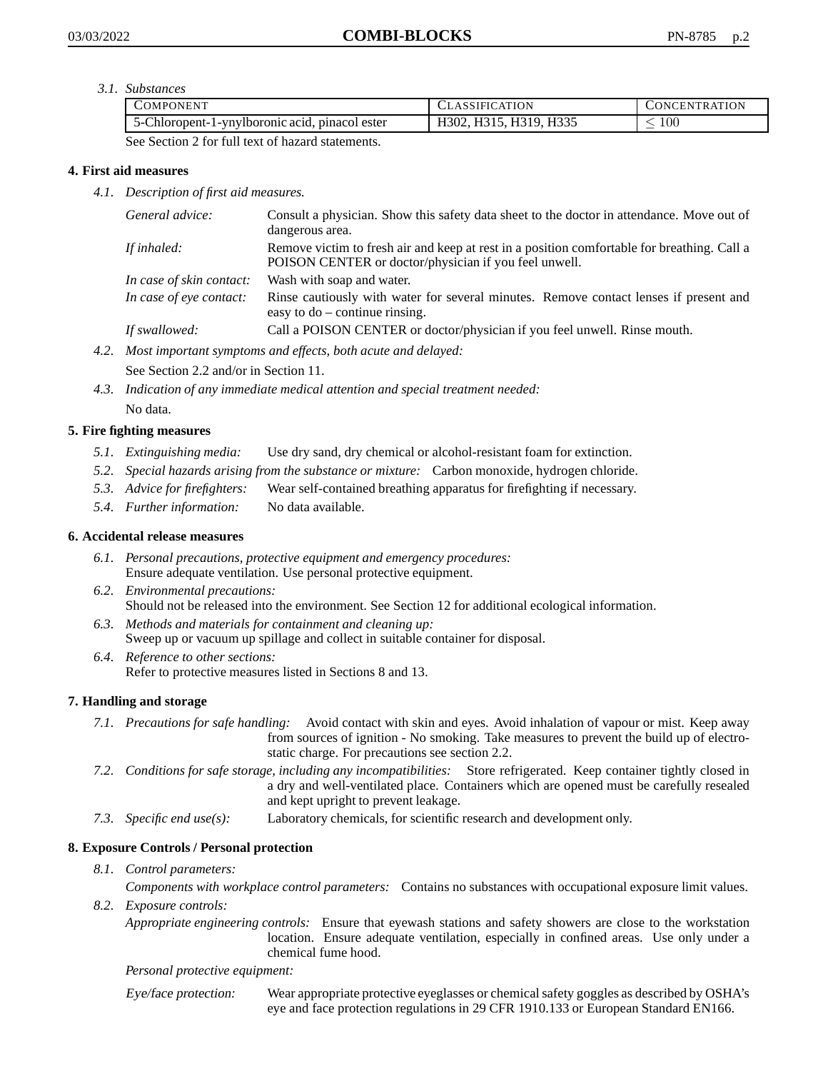*3.1. Substances*

| COMPONENT | CLASSIFICATION | CONCENTRATION |
| --- | --- | --- |
| 5-Chloropent-1-ynylboronic acid, pinacol ester | H302, H315, H319, H335 | $\leq$ 100 |

See Section 2 for full text of hazard statements.

## 4. First aid measures

*4.1. Description of first aid measures.*

*General advice:* Consult a physician. Show this safety data sheet to the doctor in attendance. Move out of dangerous area.

*If inhaled:* Remove victim to fresh air and keep at rest in a position comfortable for breathing. Call a POISON CENTER or doctor/physician if you feel unwell.

*In case of skin contact:* Wash with soap and water.

*In case of eye contact:* Rinse cautiously with water for several minutes. Remove contact lenses if present and easy to do – continue rinsing.

*If swallowed:* Call a POISON CENTER or doctor/physician if you feel unwell. Rinse mouth.

*4.2. Most important symptoms and effects, both acute and delayed:*

See Section 2.2 and/or in Section 11.

*4.3. Indication of any immediate medical attention and special treatment needed:*

No data.

## 5. Fire fighting measures

*5.1. Extinguishing media:* Use dry sand, dry chemical or alcohol-resistant foam for extinction.

*5.2. Special hazards arising from the substance or mixture:* Carbon monoxide, hydrogen chloride.

*5.3. Advice for firefighters:* Wear self-contained breathing apparatus for firefighting if necessary.

*5.4. Further information:* No data available.

## 6. Accidental release measures

*6.1. Personal precautions, protective equipment and emergency procedures:*
Ensure adequate ventilation. Use personal protective equipment.

*6.2. Environmental precautions:*
Should not be released into the environment. See Section 12 for additional ecological information.

*6.3. Methods and materials for containment and cleaning up:*
Sweep up or vacuum up spillage and collect in suitable container for disposal.

*6.4. Reference to other sections:*
Refer to protective measures listed in Sections 8 and 13.

## 7. Handling and storage

*7.1. Precautions for safe handling:* Avoid contact with skin and eyes. Avoid inhalation of vapour or mist. Keep away from sources of ignition - No smoking. Take measures to prevent the build up of electrostatic charge. For precautions see section 2.2.

*7.2. Conditions for safe storage, including any incompatibilities:* Store refrigerated. Keep container tightly closed in a dry and well-ventilated place. Containers which are opened must be carefully resealed and kept upright to prevent leakage.

*7.3. Specific end use(s):* Laboratory chemicals, for scientific research and development only.

## 8. Exposure Controls / Personal protection

*8.1. Control parameters:*

*Components with workplace control parameters:* Contains no substances with occupational exposure limit values.

*8.2. Exposure controls:*

*Appropriate engineering controls:* Ensure that eyewash stations and safety showers are close to the workstation location. Ensure adequate ventilation, especially in confined areas. Use only under a chemical fume hood.

*Personal protective equipment:*

*Eye/face protection:* Wear appropriate protective eyeglasses or chemical safety goggles as described by OSHA's eye and face protection regulations in 29 CFR 1910.133 or European Standard EN166.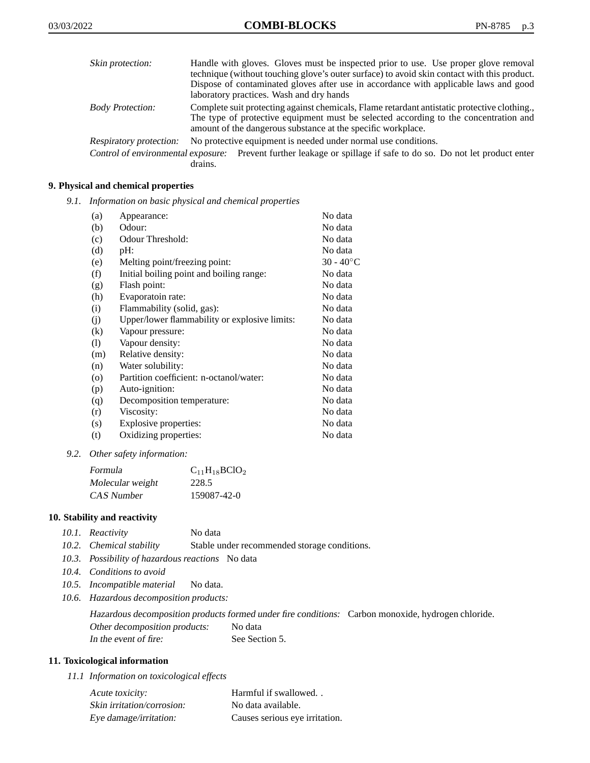*Skin protection:* Handle with gloves. Gloves must be inspected prior to use. Use proper glove removal technique (without touching glove's outer surface) to avoid skin contact with this product. Dispose of contaminated gloves after use in accordance with applicable laws and good laboratory practices. Wash and dry hands

*Body Protection:* Complete suit protecting against chemicals, Flame retardant antistatic protective clothing., The type of protective equipment must be selected according to the concentration and amount of the dangerous substance at the specific workplace.

*Respiratory protection:* No protective equipment is needed under normal use conditions.

*Control of environmental exposure:* Prevent further leakage or spillage if safe to do so. Do not let product enter drains.

## 9. Physical and chemical properties

*9.1. Information on basic physical and chemical properties*

| | | |
|---|---|---|
| (a) | Appearance: | No data |
| (b) | Odour: | No data |
| (c) | Odour Threshold: | No data |
| (d) | pH: | No data |
| (e) | Melting point/freezing point: | 30 - 40°C |
| (f) | Initial boiling point and boiling range: | No data |
| (g) | Flash point: | No data |
| (h) | Evaporatoin rate: | No data |
| (i) | Flammability (solid, gas): | No data |
| (j) | Upper/lower flammability or explosive limits: | No data |
| (k) | Vapour pressure: | No data |
| (l) | Vapour density: | No data |
| (m) | Relative density: | No data |
| (n) | Water solubility: | No data |
| (o) | Partition coefficient: n-octanol/water: | No data |
| (p) | Auto-ignition: | No data |
| (q) | Decomposition temperature: | No data |
| (r) | Viscosity: | No data |
| (s) | Explosive properties: | No data |
| (t) | Oxidizing properties: | No data |

*9.2. Other safety information:*

| | |
|---|---|
| *Formula* | $C_{11}H_{18}BClO_2$ |
| *Molecular weight* | 228.5 |
| *CAS Number* | 159087-42-0 |

## 10. Stability and reactivity

*10.1. Reactivity* No data

*10.2. Chemical stability* Stable under recommended storage conditions.

*10.3. Possibility of hazardous reactions* No data

*10.4. Conditions to avoid*

*10.5. Incompatible material* No data.

*10.6. Hazardous decomposition products:*

*Hazardous decomposition products formed under fire conditions:* Carbon monoxide, hydrogen chloride.

*Other decomposition products:* No data

*In the event of fire:* See Section 5.

## 11. Toxicological information

*11.1 Information on toxicological effects*

| | |
|---|---|
| *Acute toxicity:* | Harmful if swallowed. . |
| *Skin irritation/corrosion:* | No data available. |
| *Eye damage/irritation:* | Causes serious eye irritation. |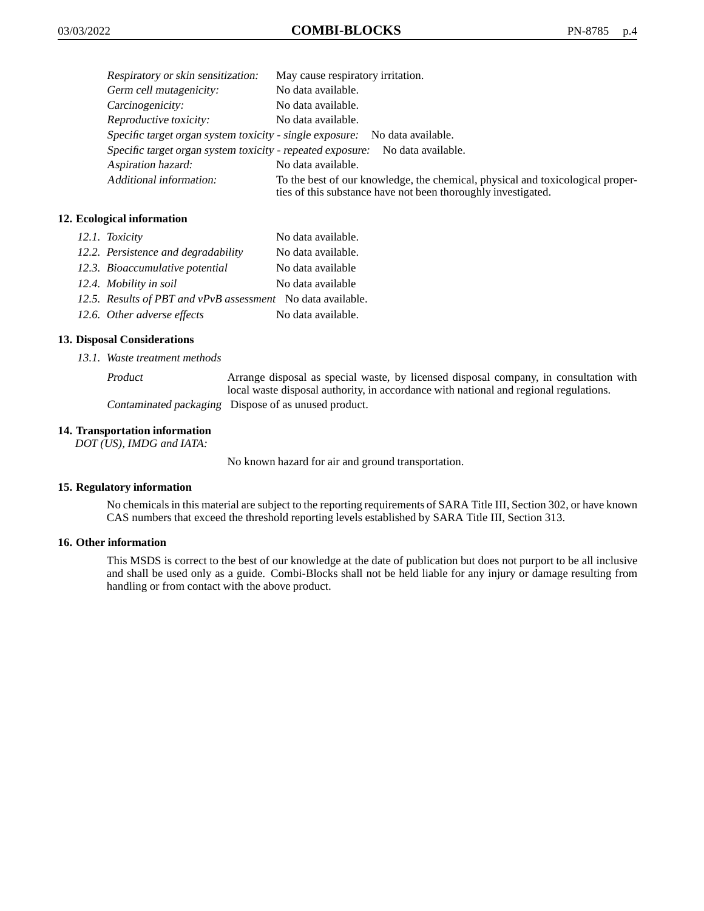| | |
|---|---|
| *Respiratory or skin sensitization:* | May cause respiratory irritation. |
| *Germ cell mutagenicity:* | No data available. |
| *Carcinogenicity:* | No data available. |
| *Reproductive toxicity:* | No data available. |
| *Specific target organ system toxicity - single exposure:* | No data available. |
| *Specific target organ system toxicity - repeated exposure:* | No data available. |
| *Aspiration hazard:* | No data available. |
| *Additional information:* | To the best of our knowledge, the chemical, physical and toxicological properties of this substance have not been thoroughly investigated. |

## 12. Ecological information

| | |
|---|---|
| *12.1. Toxicity* | No data available. |
| *12.2. Persistence and degradability* | No data available. |
| *12.3. Bioaccumulative potential* | No data available |
| *12.4. Mobility in soil* | No data available |
| *12.5. Results of PBT and vPvB assessment* | No data available. |
| *12.6. Other adverse effects* | No data available. |

## 13. Disposal Considerations

*13.1. Waste treatment methods*

| | |
|---|---|
| *Product* | Arrange disposal as special waste, by licensed disposal company, in consultation with local waste disposal authority, in accordance with national and regional regulations. |
| *Contaminated packaging* | Dispose of as unused product. |

## 14. Transportation information

*DOT (US), IMDG and IATA:*

No known hazard for air and ground transportation.

## 15. Regulatory information

No chemicals in this material are subject to the reporting requirements of SARA Title III, Section 302, or have known CAS numbers that exceed the threshold reporting levels established by SARA Title III, Section 313.

## 16. Other information

This MSDS is correct to the best of our knowledge at the date of publication but does not purport to be all inclusive and shall be used only as a guide. Combi-Blocks shall not be held liable for any injury or damage resulting from handling or from contact with the above product.